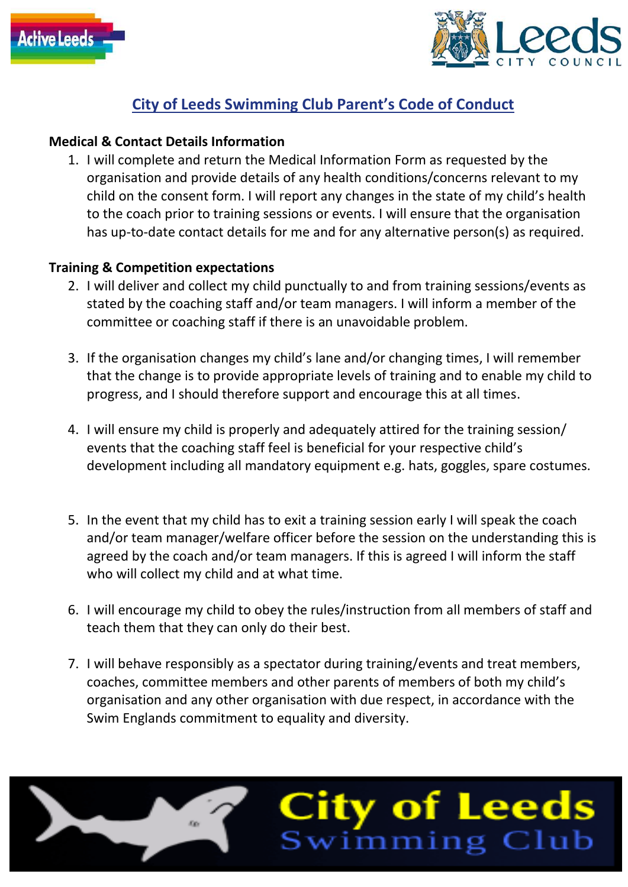# City of Leeds Swimming Club Parent's Code of Conduct

**Medical & Contact Details Information**

1. I will complete and return the Medical Information Form as requested by the organisation and provide details of any health conditions/concerns relevant to my child on the consent form. I will report any changes in the state of my child's health to the coach prior to training sessions or events. I will ensure that the organisation has up-to-date contact details for me and for any alternative person(s) as required.

**Training & Competition expectations**

2. I will deliver and collect my child punctually to and from training sessions/events as stated by the coaching staff and/or team managers. I will inform a member of the committee or coaching staff if there is an unavoidable problem.

3. If the organisation changes my child's lane and/or changing times, I will remember that the change is to provide appropriate levels of training and to enable my child to progress, and I should therefore support and encourage this at all times.

4. I will ensure my child is properly and adequately attired for the training session/ events that the coaching staff feel is beneficial for your respective child's development including all mandatory equipment e.g. hats, goggles, spare costumes.

5. In the event that my child has to exit a training session early I will speak the coach and/or team manager/welfare officer before the session on the understanding this is agreed by the coach and/or team managers. If this is agreed I will inform the staff who will collect my child and at what time.

6. I will encourage my child to obey the rules/instruction from all members of staff and teach them that they can only do their best.

7. I will behave responsibly as a spectator during training/events and treat members, coaches, committee members and other parents of members of both my child's organisation and any other organisation with due respect, in accordance with the Swim Englands commitment to equality and diversity.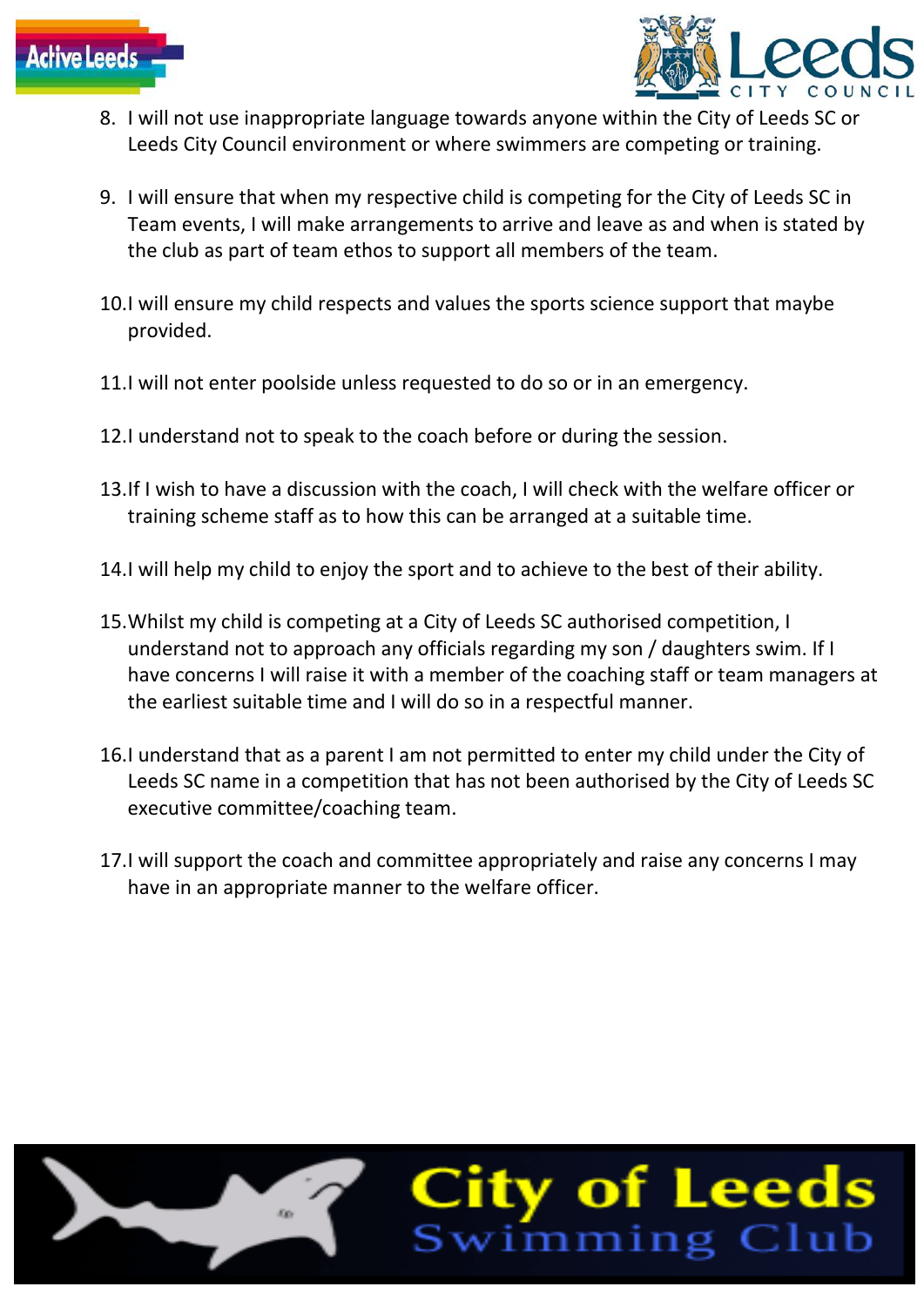8. I will not use inappropriate language towards anyone within the City of Leeds SC or Leeds City Council environment or where swimmers are competing or training.

9. I will ensure that when my respective child is competing for the City of Leeds SC in Team events, I will make arrangements to arrive and leave as and when is stated by the club as part of team ethos to support all members of the team.

10. I will ensure my child respects and values the sports science support that maybe provided.

11. I will not enter poolside unless requested to do so or in an emergency.

12. I understand not to speak to the coach before or during the session.

13. If I wish to have a discussion with the coach, I will check with the welfare officer or training scheme staff as to how this can be arranged at a suitable time.

14. I will help my child to enjoy the sport and to achieve to the best of their ability.

15. Whilst my child is competing at a City of Leeds SC authorised competition, I understand not to approach any officials regarding my son / daughters swim. If I have concerns I will raise it with a member of the coaching staff or team managers at the earliest suitable time and I will do so in a respectful manner.

16. I understand that as a parent I am not permitted to enter my child under the City of Leeds SC name in a competition that has not been authorised by the City of Leeds SC executive committee/coaching team.

17. I will support the coach and committee appropriately and raise any concerns I may have in an appropriate manner to the welfare officer.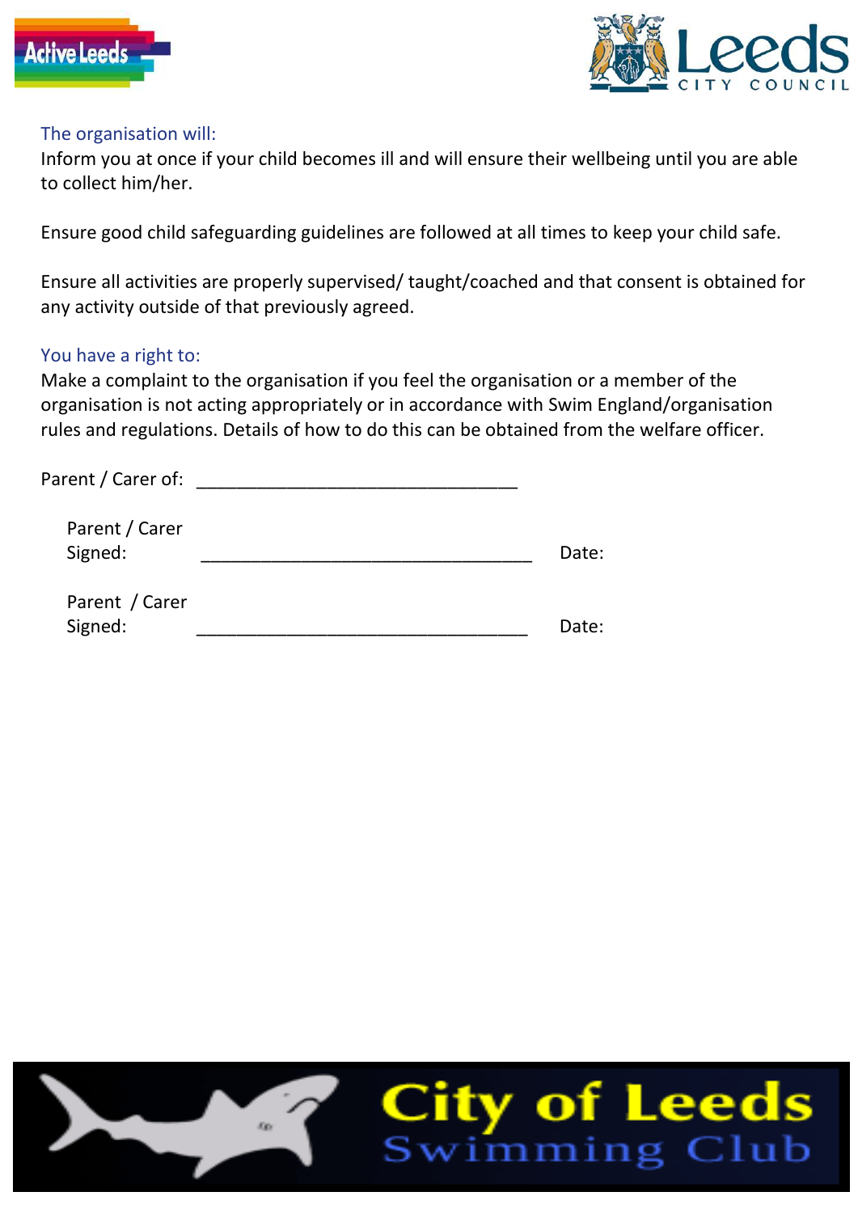### The organisation will:

Inform you at once if your child becomes ill and will ensure their wellbeing until you are able to collect him/her.

Ensure good child safeguarding guidelines are followed at all times to keep your child safe.

Ensure all activities are properly supervised/ taught/coached and that consent is obtained for any activity outside of that previously agreed.

### You have a right to:

Make a complaint to the organisation if you feel the organisation or a member of the organisation is not acting appropriately or in accordance with Swim England/organisation rules and regulations. Details of how to do this can be obtained from the welfare officer.

Parent / Carer of: ________________________________

Parent / Carer Signed: _________________________________ Date:

Parent / Carer Signed: _________________________________ Date: